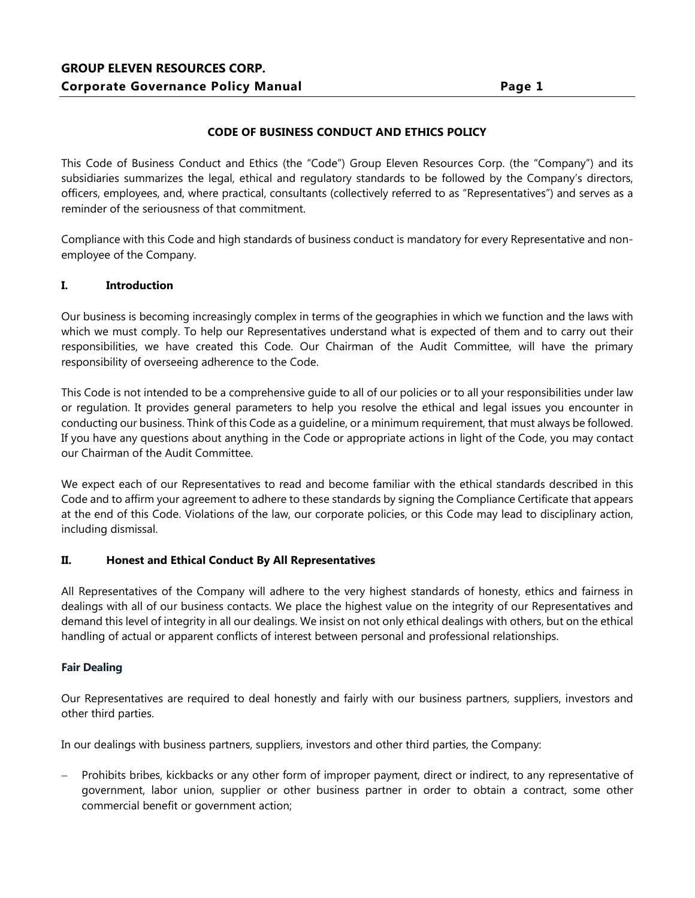# CODE OF BUSINESS CONDUCT AND ETHICS POLICY

This Code of Business Conduct and Ethics (the "Code") Group Eleven Resources Corp. (the "Company") and its subsidiaries summarizes the legal, ethical and regulatory standards to be followed by the Company's directors, officers, employees, and, where practical, consultants (collectively referred to as "Representatives") and serves as a reminder of the seriousness of that commitment.

Compliance with this Code and high standards of business conduct is mandatory for every Representative and non-employee of the Company.

## I. Introduction

Our business is becoming increasingly complex in terms of the geographies in which we function and the laws with which we must comply. To help our Representatives understand what is expected of them and to carry out their responsibilities, we have created this Code. Our Chairman of the Audit Committee, will have the primary responsibility of overseeing adherence to the Code.

This Code is not intended to be a comprehensive guide to all of our policies or to all your responsibilities under law or regulation. It provides general parameters to help you resolve the ethical and legal issues you encounter in conducting our business. Think of this Code as a guideline, or a minimum requirement, that must always be followed. If you have any questions about anything in the Code or appropriate actions in light of the Code, you may contact our Chairman of the Audit Committee.

We expect each of our Representatives to read and become familiar with the ethical standards described in this Code and to affirm your agreement to adhere to these standards by signing the Compliance Certificate that appears at the end of this Code. Violations of the law, our corporate policies, or this Code may lead to disciplinary action, including dismissal.

## II. Honest and Ethical Conduct By All Representatives

All Representatives of the Company will adhere to the very highest standards of honesty, ethics and fairness in dealings with all of our business contacts. We place the highest value on the integrity of our Representatives and demand this level of integrity in all our dealings. We insist on not only ethical dealings with others, but on the ethical handling of actual or apparent conflicts of interest between personal and professional relationships.

### Fair Dealing

Our Representatives are required to deal honestly and fairly with our business partners, suppliers, investors and other third parties.

In our dealings with business partners, suppliers, investors and other third parties, the Company:

- Prohibits bribes, kickbacks or any other form of improper payment, direct or indirect, to any representative of government, labor union, supplier or other business partner in order to obtain a contract, some other commercial benefit or government action;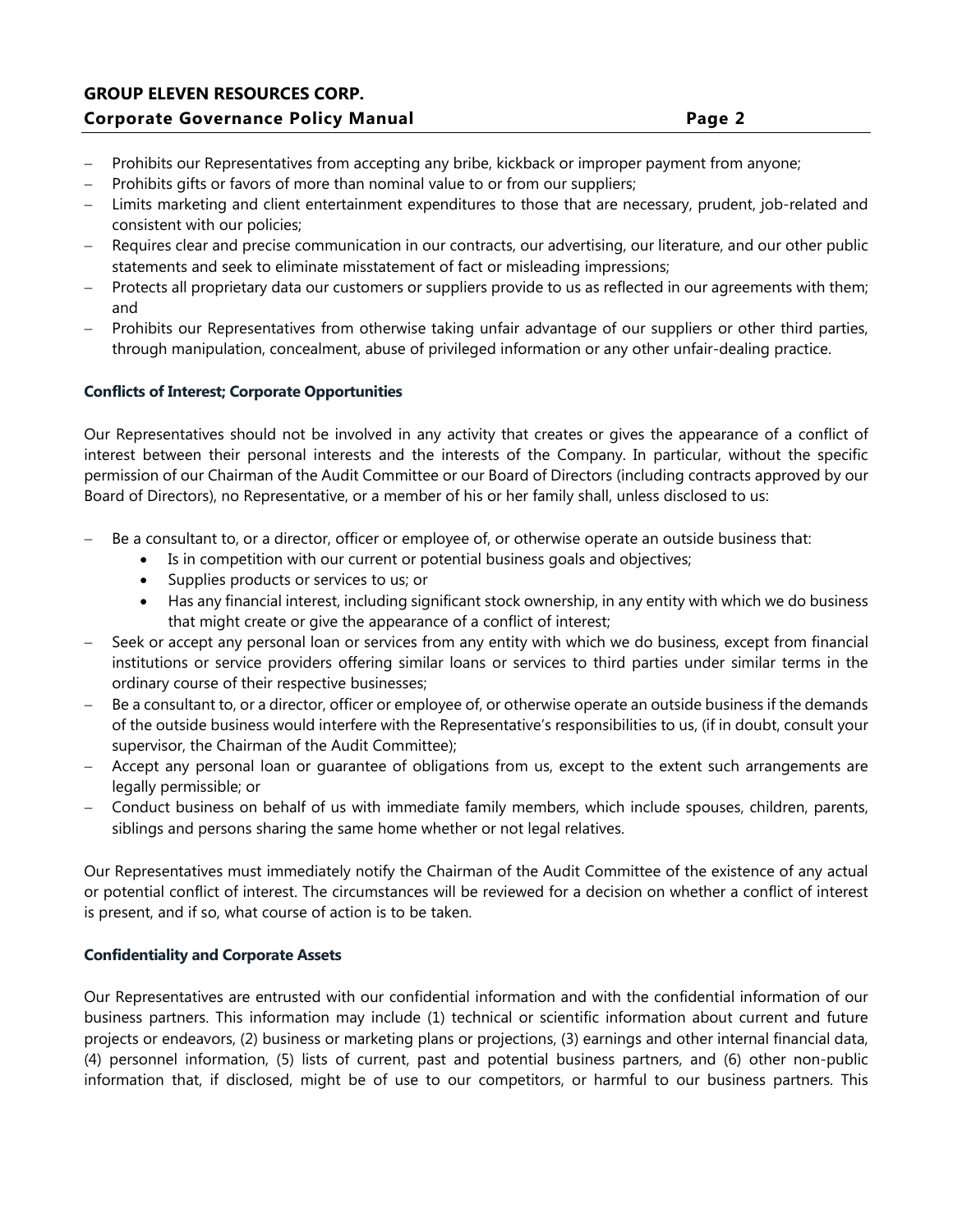- Prohibits our Representatives from accepting any bribe, kickback or improper payment from anyone;
- Prohibits gifts or favors of more than nominal value to or from our suppliers;
- Limits marketing and client entertainment expenditures to those that are necessary, prudent, job-related and consistent with our policies;
- Requires clear and precise communication in our contracts, our advertising, our literature, and our other public statements and seek to eliminate misstatement of fact or misleading impressions;
- Protects all proprietary data our customers or suppliers provide to us as reflected in our agreements with them; and
- Prohibits our Representatives from otherwise taking unfair advantage of our suppliers or other third parties, through manipulation, concealment, abuse of privileged information or any other unfair-dealing practice.

**Conflicts of Interest; Corporate Opportunities**

Our Representatives should not be involved in any activity that creates or gives the appearance of a conflict of interest between their personal interests and the interests of the Company. In particular, without the specific permission of our Chairman of the Audit Committee or our Board of Directors (including contracts approved by our Board of Directors), no Representative, or a member of his or her family shall, unless disclosed to us:

- Be a consultant to, or a director, officer or employee of, or otherwise operate an outside business that:
  - Is in competition with our current or potential business goals and objectives;
  - Supplies products or services to us; or
  - Has any financial interest, including significant stock ownership, in any entity with which we do business that might create or give the appearance of a conflict of interest;
- Seek or accept any personal loan or services from any entity with which we do business, except from financial institutions or service providers offering similar loans or services to third parties under similar terms in the ordinary course of their respective businesses;
- Be a consultant to, or a director, officer or employee of, or otherwise operate an outside business if the demands of the outside business would interfere with the Representative's responsibilities to us, (if in doubt, consult your supervisor, the Chairman of the Audit Committee);
- Accept any personal loan or guarantee of obligations from us, except to the extent such arrangements are legally permissible; or
- Conduct business on behalf of us with immediate family members, which include spouses, children, parents, siblings and persons sharing the same home whether or not legal relatives.

Our Representatives must immediately notify the Chairman of the Audit Committee of the existence of any actual or potential conflict of interest. The circumstances will be reviewed for a decision on whether a conflict of interest is present, and if so, what course of action is to be taken.

**Confidentiality and Corporate Assets**

Our Representatives are entrusted with our confidential information and with the confidential information of our business partners. This information may include (1) technical or scientific information about current and future projects or endeavors, (2) business or marketing plans or projections, (3) earnings and other internal financial data, (4) personnel information, (5) lists of current, past and potential business partners, and (6) other non-public information that, if disclosed, might be of use to our competitors, or harmful to our business partners. This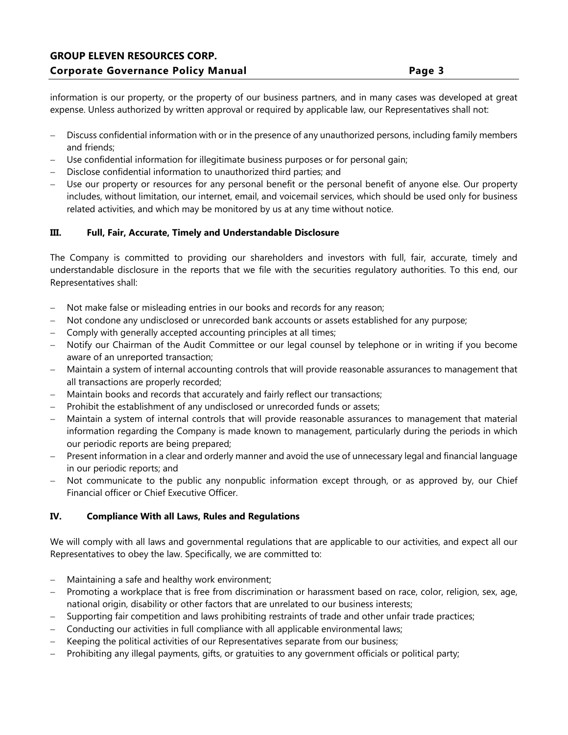information is our property, or the property of our business partners, and in many cases was developed at great expense. Unless authorized by written approval or required by applicable law, our Representatives shall not:

- Discuss confidential information with or in the presence of any unauthorized persons, including family members and friends;
- Use confidential information for illegitimate business purposes or for personal gain;
- Disclose confidential information to unauthorized third parties; and
- Use our property or resources for any personal benefit or the personal benefit of anyone else. Our property includes, without limitation, our internet, email, and voicemail services, which should be used only for business related activities, and which may be monitored by us at any time without notice.

### III. Full, Fair, Accurate, Timely and Understandable Disclosure

The Company is committed to providing our shareholders and investors with full, fair, accurate, timely and understandable disclosure in the reports that we file with the securities regulatory authorities. To this end, our Representatives shall:

- Not make false or misleading entries in our books and records for any reason;
- Not condone any undisclosed or unrecorded bank accounts or assets established for any purpose;
- Comply with generally accepted accounting principles at all times;
- Notify our Chairman of the Audit Committee or our legal counsel by telephone or in writing if you become aware of an unreported transaction;
- Maintain a system of internal accounting controls that will provide reasonable assurances to management that all transactions are properly recorded;
- Maintain books and records that accurately and fairly reflect our transactions;
- Prohibit the establishment of any undisclosed or unrecorded funds or assets;
- Maintain a system of internal controls that will provide reasonable assurances to management that material information regarding the Company is made known to management, particularly during the periods in which our periodic reports are being prepared;
- Present information in a clear and orderly manner and avoid the use of unnecessary legal and financial language in our periodic reports; and
- Not communicate to the public any nonpublic information except through, or as approved by, our Chief Financial officer or Chief Executive Officer.

### IV. Compliance With all Laws, Rules and Regulations

We will comply with all laws and governmental regulations that are applicable to our activities, and expect all our Representatives to obey the law. Specifically, we are committed to:

- Maintaining a safe and healthy work environment;
- Promoting a workplace that is free from discrimination or harassment based on race, color, religion, sex, age, national origin, disability or other factors that are unrelated to our business interests;
- Supporting fair competition and laws prohibiting restraints of trade and other unfair trade practices;
- Conducting our activities in full compliance with all applicable environmental laws;
- Keeping the political activities of our Representatives separate from our business;
- Prohibiting any illegal payments, gifts, or gratuities to any government officials or political party;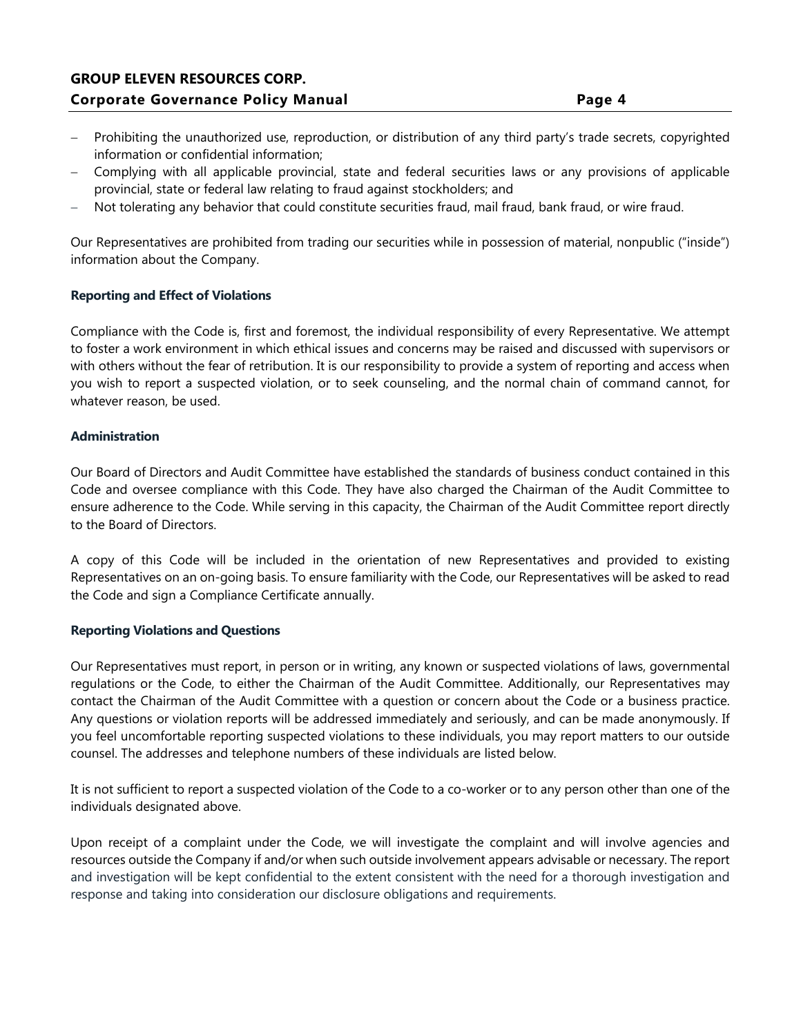- Prohibiting the unauthorized use, reproduction, or distribution of any third party's trade secrets, copyrighted information or confidential information;
- Complying with all applicable provincial, state and federal securities laws or any provisions of applicable provincial, state or federal law relating to fraud against stockholders; and
- Not tolerating any behavior that could constitute securities fraud, mail fraud, bank fraud, or wire fraud.

Our Representatives are prohibited from trading our securities while in possession of material, nonpublic ("inside") information about the Company.

**Reporting and Effect of Violations**

Compliance with the Code is, first and foremost, the individual responsibility of every Representative. We attempt to foster a work environment in which ethical issues and concerns may be raised and discussed with supervisors or with others without the fear of retribution. It is our responsibility to provide a system of reporting and access when you wish to report a suspected violation, or to seek counseling, and the normal chain of command cannot, for whatever reason, be used.

**Administration**

Our Board of Directors and Audit Committee have established the standards of business conduct contained in this Code and oversee compliance with this Code. They have also charged the Chairman of the Audit Committee to ensure adherence to the Code. While serving in this capacity, the Chairman of the Audit Committee report directly to the Board of Directors.

A copy of this Code will be included in the orientation of new Representatives and provided to existing Representatives on an on-going basis. To ensure familiarity with the Code, our Representatives will be asked to read the Code and sign a Compliance Certificate annually.

**Reporting Violations and Questions**

Our Representatives must report, in person or in writing, any known or suspected violations of laws, governmental regulations or the Code, to either the Chairman of the Audit Committee. Additionally, our Representatives may contact the Chairman of the Audit Committee with a question or concern about the Code or a business practice. Any questions or violation reports will be addressed immediately and seriously, and can be made anonymously. If you feel uncomfortable reporting suspected violations to these individuals, you may report matters to our outside counsel. The addresses and telephone numbers of these individuals are listed below.

It is not sufficient to report a suspected violation of the Code to a co-worker or to any person other than one of the individuals designated above.

Upon receipt of a complaint under the Code, we will investigate the complaint and will involve agencies and resources outside the Company if and/or when such outside involvement appears advisable or necessary. The report and investigation will be kept confidential to the extent consistent with the need for a thorough investigation and response and taking into consideration our disclosure obligations and requirements.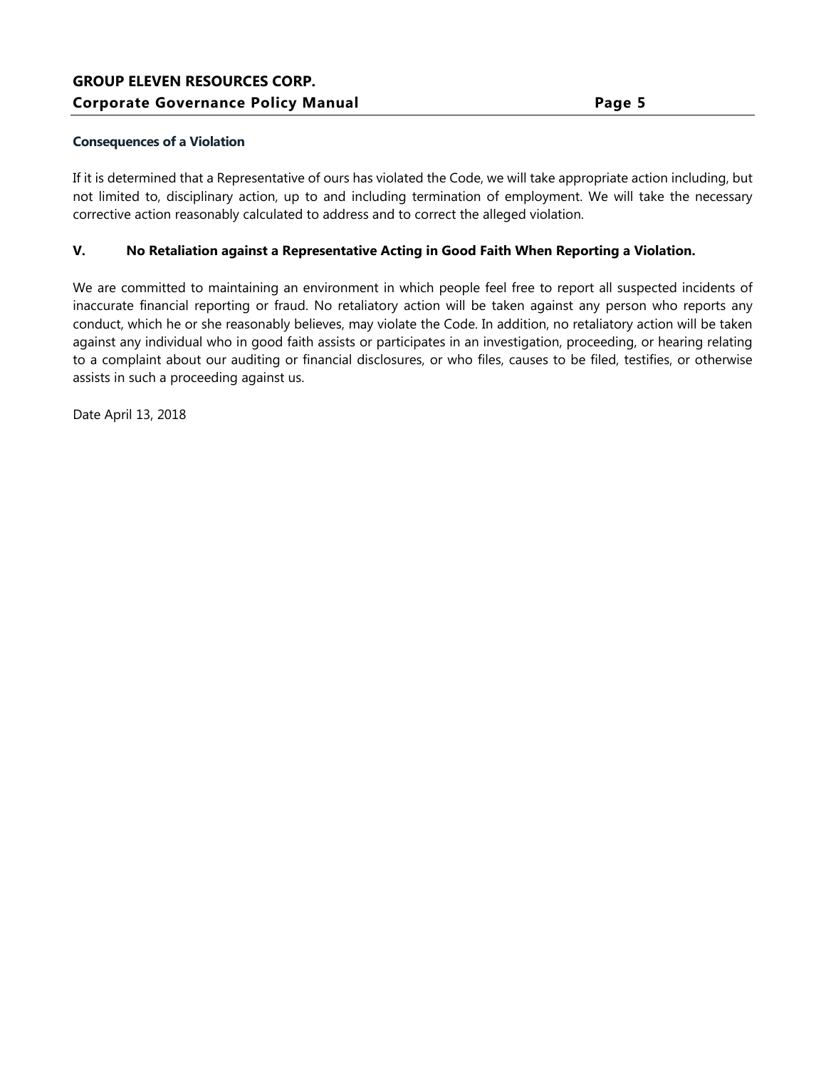#### Consequences of a Violation

If it is determined that a Representative of ours has violated the Code, we will take appropriate action including, but not limited to, disciplinary action, up to and including termination of employment. We will take the necessary corrective action reasonably calculated to address and to correct the alleged violation.

### V. No Retaliation against a Representative Acting in Good Faith When Reporting a Violation.

We are committed to maintaining an environment in which people feel free to report all suspected incidents of inaccurate financial reporting or fraud. No retaliatory action will be taken against any person who reports any conduct, which he or she reasonably believes, may violate the Code. In addition, no retaliatory action will be taken against any individual who in good faith assists or participates in an investigation, proceeding, or hearing relating to a complaint about our auditing or financial disclosures, or who files, causes to be filed, testifies, or otherwise assists in such a proceeding against us.

Date April 13, 2018